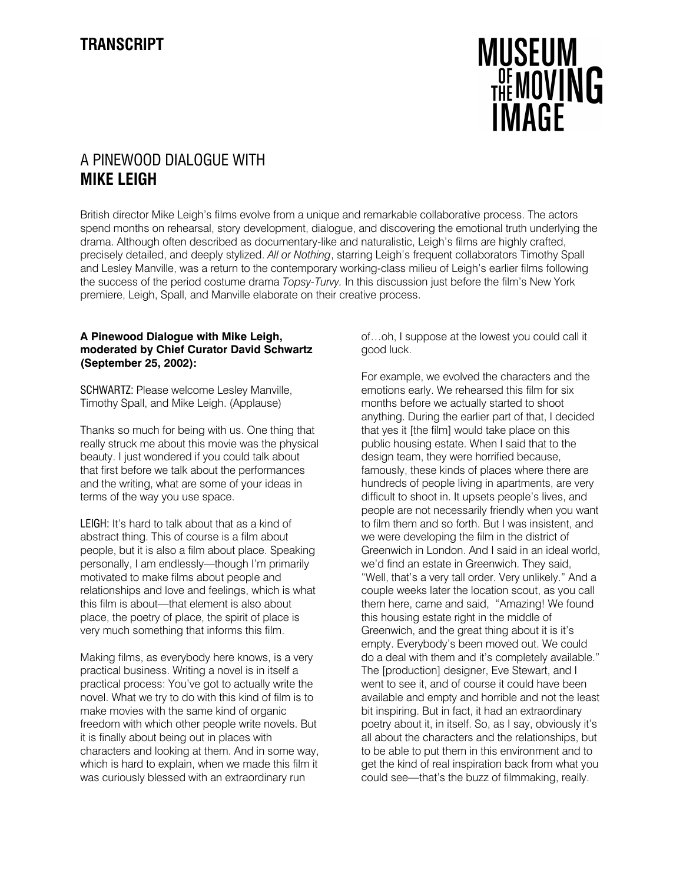**TRANSCRIPT**

MUSEUM OF THE MOVING IMAGE

# A PINEWOOD DIALOGUE WITH **MIKE LEIGH**

British director Mike Leigh's films evolve from a unique and remarkable collaborative process. The actors spend months on rehearsal, story development, dialogue, and discovering the emotional truth underlying the drama. Although often described as documentary-like and naturalistic, Leigh's films are highly crafted, precisely detailed, and deeply stylized. *All or Nothing*, starring Leigh's frequent collaborators Timothy Spall and Lesley Manville, was a return to the contemporary working-class milieu of Leigh's earlier films following the success of the period costume drama *Topsy-Turvy*. In this discussion just before the film's New York premiere, Leigh, Spall, and Manville elaborate on their creative process.

**A Pinewood Dialogue with Mike Leigh, moderated by Chief Curator David Schwartz (September 25, 2002):**

SCHWARTZ: Please welcome Lesley Manville, Timothy Spall, and Mike Leigh. (Applause)

Thanks so much for being with us. One thing that really struck me about this movie was the physical beauty. I just wondered if you could talk about that first before we talk about the performances and the writing, what are some of your ideas in terms of the way you use space.

LEIGH: It's hard to talk about that as a kind of abstract thing. This of course is a film about people, but it is also a film about place. Speaking personally, I am endlessly—though I'm primarily motivated to make films about people and relationships and love and feelings, which is what this film is about—that element is also about place, the poetry of place, the spirit of place is very much something that informs this film.

Making films, as everybody here knows, is a very practical business. Writing a novel is in itself a practical process: You've got to actually write the novel. What we try to do with this kind of film is to make movies with the same kind of organic freedom with which other people write novels. But it is finally about being out in places with characters and looking at them. And in some way, which is hard to explain, when we made this film it was curiously blessed with an extraordinary run of…oh, I suppose at the lowest you could call it good luck.

For example, we evolved the characters and the emotions early. We rehearsed this film for six months before we actually started to shoot anything. During the earlier part of that, I decided that yes it [the film] would take place on this public housing estate. When I said that to the design team, they were horrified because, famously, these kinds of places where there are hundreds of people living in apartments, are very difficult to shoot in. It upsets people's lives, and people are not necessarily friendly when you want to film them and so forth. But I was insistent, and we were developing the film in the district of Greenwich in London. And I said in an ideal world, we'd find an estate in Greenwich. They said, "Well, that's a very tall order. Very unlikely." And a couple weeks later the location scout, as you call them here, came and said, "Amazing! We found this housing estate right in the middle of Greenwich, and the great thing about it is it's empty. Everybody's been moved out. We could do a deal with them and it's completely available." The [production] designer, Eve Stewart, and I went to see it, and of course it could have been available and empty and horrible and not the least bit inspiring. But in fact, it had an extraordinary poetry about it, in itself. So, as I say, obviously it's all about the characters and the relationships, but to be able to put them in this environment and to get the kind of real inspiration back from what you could see—that's the buzz of filmmaking, really.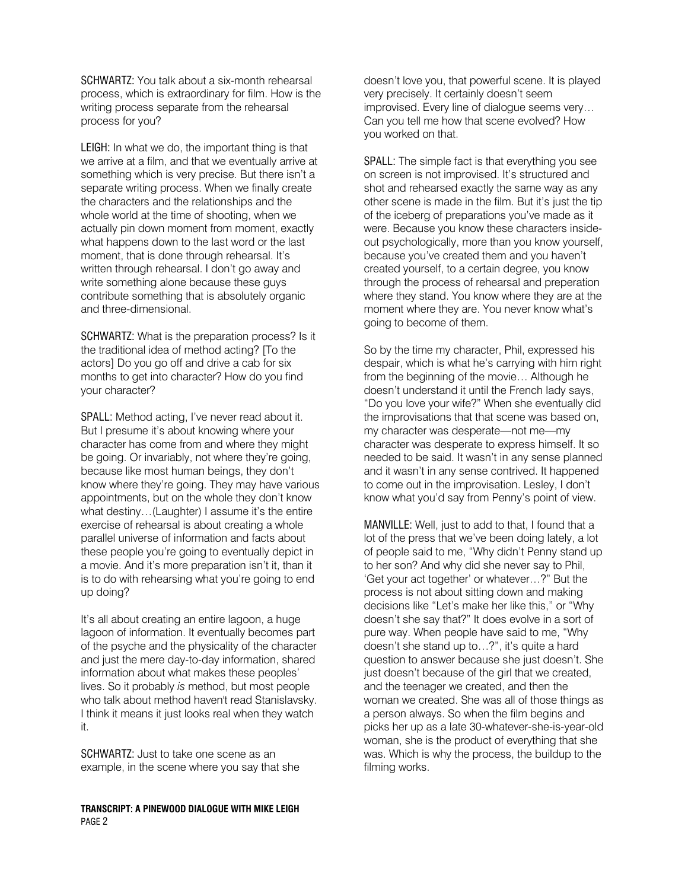SCHWARTZ: You talk about a six-month rehearsal process, which is extraordinary for film. How is the writing process separate from the rehearsal process for you?

LEIGH: In what we do, the important thing is that we arrive at a film, and that we eventually arrive at something which is very precise. But there isn't a separate writing process. When we finally create the characters and the relationships and the whole world at the time of shooting, when we actually pin down moment from moment, exactly what happens down to the last word or the last moment, that is done through rehearsal. It's written through rehearsal. I don't go away and write something alone because these guys contribute something that is absolutely organic and three-dimensional.

SCHWARTZ: What is the preparation process? Is it the traditional idea of method acting? [To the actors] Do you go off and drive a cab for six months to get into character? How do you find your character?

SPALL: Method acting, I've never read about it. But I presume it's about knowing where your character has come from and where they might be going. Or invariably, not where they're going, because like most human beings, they don't know where they're going. They may have various appointments, but on the whole they don't know what destiny…(Laughter) I assume it's the entire exercise of rehearsal is about creating a whole parallel universe of information and facts about these people you're going to eventually depict in a movie. And it's more preparation isn't it, than it is to do with rehearsing what you're going to end up doing?

It's all about creating an entire lagoon, a huge lagoon of information. It eventually becomes part of the psyche and the physicality of the character and just the mere day-to-day information, shared information about what makes these peoples' lives. So it probably *is* method, but most people who talk about method haven't read Stanislavsky. I think it means it just looks real when they watch it.

SCHWARTZ: Just to take one scene as an example, in the scene where you say that she doesn't love you, that powerful scene. It is played very precisely. It certainly doesn't seem improvised. Every line of dialogue seems very… Can you tell me how that scene evolved? How you worked on that.

SPALL: The simple fact is that everything you see on screen is not improvised. It's structured and shot and rehearsed exactly the same way as any other scene is made in the film. But it's just the tip of the iceberg of preparations you've made as it were. Because you know these characters inside-out psychologically, more than you know yourself, because you've created them and you haven't created yourself, to a certain degree, you know through the process of rehearsal and preperation where they stand. You know where they are at the moment where they are. You never know what's going to become of them.

So by the time my character, Phil, expressed his despair, which is what he's carrying with him right from the beginning of the movie… Although he doesn't understand it until the French lady says, "Do you love your wife?" When she eventually did the improvisations that that scene was based on, my character was desperate—not me—my character was desperate to express himself. It so needed to be said. It wasn't in any sense planned and it wasn't in any sense contrived. It happened to come out in the improvisation. Lesley, I don't know what you'd say from Penny's point of view.

MANVILLE: Well, just to add to that, I found that a lot of the press that we've been doing lately, a lot of people said to me, "Why didn't Penny stand up to her son? And why did she never say to Phil, 'Get your act together' or whatever…?" But the process is not about sitting down and making decisions like "Let's make her like this," or "Why doesn't she say that?" It does evolve in a sort of pure way. When people have said to me, "Why doesn't she stand up to…?", it's quite a hard question to answer because she just doesn't. She just doesn't because of the girl that we created, and the teenager we created, and then the woman we created. She was all of those things as a person always. So when the film begins and picks her up as a late 30-whatever-she-is-year-old woman, she is the product of everything that she was. Which is why the process, the buildup to the filming works.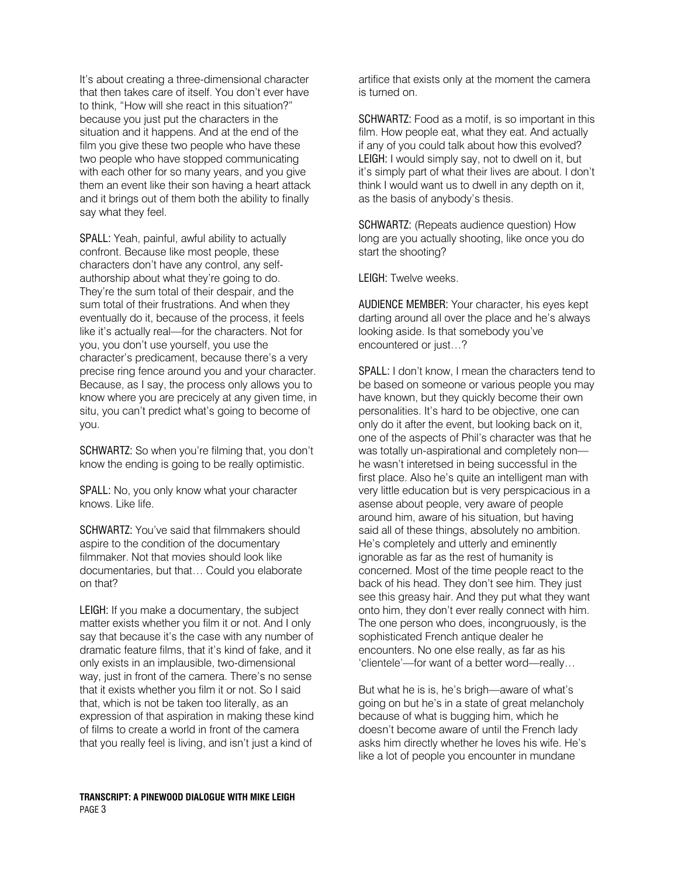It's about creating a three-dimensional character that then takes care of itself. You don't ever have to think, "How will she react in this situation?" because you just put the characters in the situation and it happens. And at the end of the film you give these two people who have these two people who have stopped communicating with each other for so many years, and you give them an event like their son having a heart attack and it brings out of them both the ability to finally say what they feel.

**SPALL:** Yeah, painful, awful ability to actually confront. Because like most people, these characters don't have any control, any self-authorship about what they're going to do. They're the sum total of their despair, and the sum total of their frustrations. And when they eventually do it, because of the process, it feels like it's actually real—for the characters. Not for you, you don't use yourself, you use the character's predicament, because there's a very precise ring fence around you and your character. Because, as I say, the process only allows you to know where you are precicely at any given time, in situ, you can't predict what's going to become of you.

**SCHWARTZ:** So when you're filming that, you don't know the ending is going to be really optimistic.

**SPALL:** No, you only know what your character knows. Like life.

**SCHWARTZ:** You've said that filmmakers should aspire to the condition of the documentary filmmaker. Not that movies should look like documentaries, but that… Could you elaborate on that?

**LEIGH:** If you make a documentary, the subject matter exists whether you film it or not. And I only say that because it's the case with any number of dramatic feature films, that it's kind of fake, and it only exists in an implausible, two-dimensional way, just in front of the camera. There's no sense that it exists whether you film it or not. So I said that, which is not be taken too literally, as an expression of that aspiration in making these kind of films to create a world in front of the camera that you really feel is living, and isn't just a kind of artifice that exists only at the moment the camera is turned on.

**SCHWARTZ:** Food as a motif, is so important in this film. How people eat, what they eat. And actually if any of you could talk about how this evolved?
**LEIGH:** I would simply say, not to dwell on it, but it's simply part of what their lives are about. I don't think I would want us to dwell in any depth on it, as the basis of anybody's thesis.

**SCHWARTZ:** (Repeats audience question) How long are you actually shooting, like once you do start the shooting?

**LEIGH:** Twelve weeks.

**AUDIENCE MEMBER:** Your character, his eyes kept darting around all over the place and he's always looking aside. Is that somebody you've encountered or just…?

**SPALL:** I don't know, I mean the characters tend to be based on someone or various people you may have known, but they quickly become their own personalities. It's hard to be objective, one can only do it after the event, but looking back on it, one of the aspects of Phil's character was that he was totally un-aspirational and completely non—he wasn't interetsed in being successful in the first place. Also he's quite an intelligent man with very little education but is very perspicacious in a asense about people, very aware of people around him, aware of his situation, but having said all of these things, absolutely no ambition. He's completely and utterly and eminently ignorable as far as the rest of humanity is concerned. Most of the time people react to the back of his head. They don't see him. They just see this greasy hair. And they put what they want onto him, they don't ever really connect with him. The one person who does, incongruously, is the sophisticated French antique dealer he encounters. No one else really, as far as his 'clientele'—for want of a better word—really…

But what he is is, he's brigh—aware of what's going on but he's in a state of great melancholy because of what is bugging him, which he doesn't become aware of until the French lady asks him directly whether he loves his wife. He's like a lot of people you encounter in mundane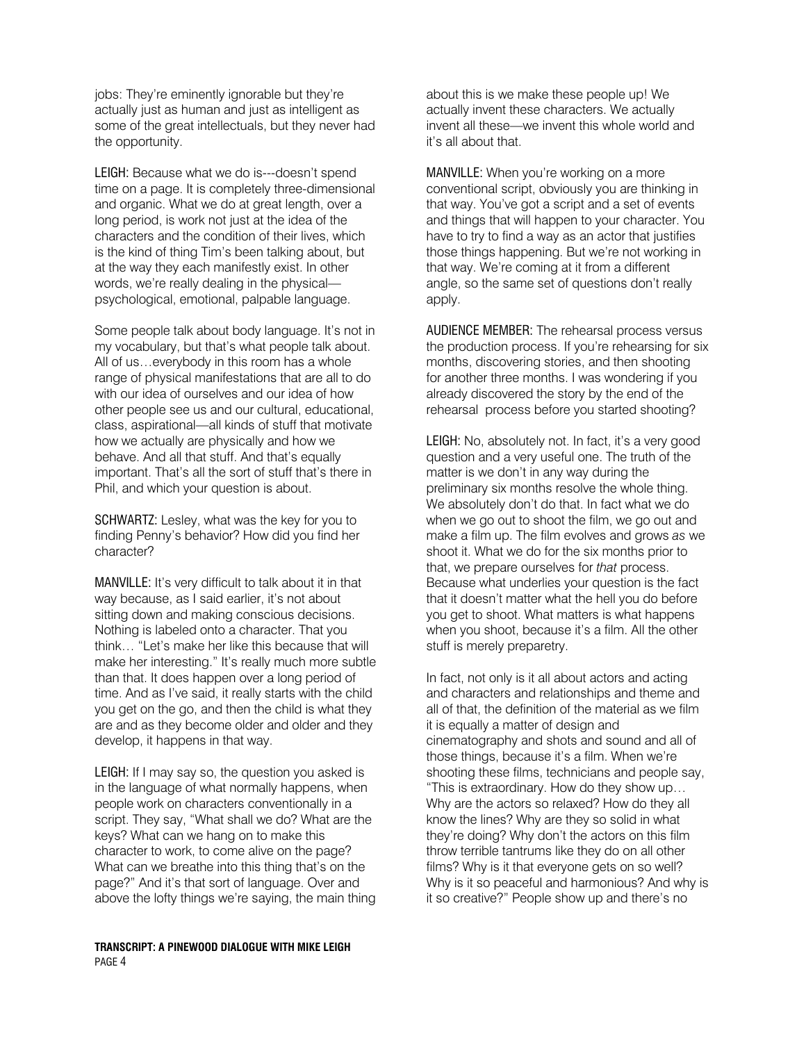jobs: They're eminently ignorable but they're actually just as human and just as intelligent as some of the great intellectuals, but they never had the opportunity.

LEIGH: Because what we do is---doesn't spend time on a page. It is completely three-dimensional and organic. What we do at great length, over a long period, is work not just at the idea of the characters and the condition of their lives, which is the kind of thing Tim's been talking about, but at the way they each manifestly exist. In other words, we're really dealing in the physical—psychological, emotional, palpable language.

Some people talk about body language. It's not in my vocabulary, but that's what people talk about. All of us…everybody in this room has a whole range of physical manifestations that are all to do with our idea of ourselves and our idea of how other people see us and our cultural, educational, class, aspirational—all kinds of stuff that motivate how we actually are physically and how we behave. And all that stuff. And that's equally important. That's all the sort of stuff that's there in Phil, and which your question is about.

SCHWARTZ: Lesley, what was the key for you to finding Penny's behavior? How did you find her character?

MANVILLE: It's very difficult to talk about it in that way because, as I said earlier, it's not about sitting down and making conscious decisions. Nothing is labeled onto a character. That you think… "Let's make her like this because that will make her interesting." It's really much more subtle than that. It does happen over a long period of time. And as I've said, it really starts with the child you get on the go, and then the child is what they are and as they become older and older and they develop, it happens in that way.

LEIGH: If I may say so, the question you asked is in the language of what normally happens, when people work on characters conventionally in a script. They say, "What shall we do? What are the keys? What can we hang on to make this character to work, to come alive on the page? What can we breathe into this thing that's on the page?" And it's that sort of language. Over and above the lofty things we're saying, the main thing about this is we make these people up! We actually invent these characters. We actually invent all these—we invent this whole world and it's all about that.

MANVILLE: When you're working on a more conventional script, obviously you are thinking in that way. You've got a script and a set of events and things that will happen to your character. You have to try to find a way as an actor that justifies those things happening. But we're not working in that way. We're coming at it from a different angle, so the same set of questions don't really apply.

AUDIENCE MEMBER: The rehearsal process versus the production process. If you're rehearsing for six months, discovering stories, and then shooting for another three months. I was wondering if you already discovered the story by the end of the rehearsal process before you started shooting?

LEIGH: No, absolutely not. In fact, it's a very good question and a very useful one. The truth of the matter is we don't in any way during the preliminary six months resolve the whole thing. We absolutely don't do that. In fact what we do when we go out to shoot the film, we go out and make a film up. The film evolves and grows *as* we shoot it. What we do for the six months prior to that, we prepare ourselves for *that* process. Because what underlies your question is the fact that it doesn't matter what the hell you do before you get to shoot. What matters is what happens when you shoot, because it's a film. All the other stuff is merely preparetry.

In fact, not only is it all about actors and acting and characters and relationships and theme and all of that, the definition of the material as we film it is equally a matter of design and cinematography and shots and sound and all of those things, because it's a film. When we're shooting these films, technicians and people say, "This is extraordinary. How do they show up… Why are the actors so relaxed? How do they all know the lines? Why are they so solid in what they're doing? Why don't the actors on this film throw terrible tantrums like they do on all other films? Why is it that everyone gets on so well? Why is it so peaceful and harmonious? And why is it so creative?" People show up and there's no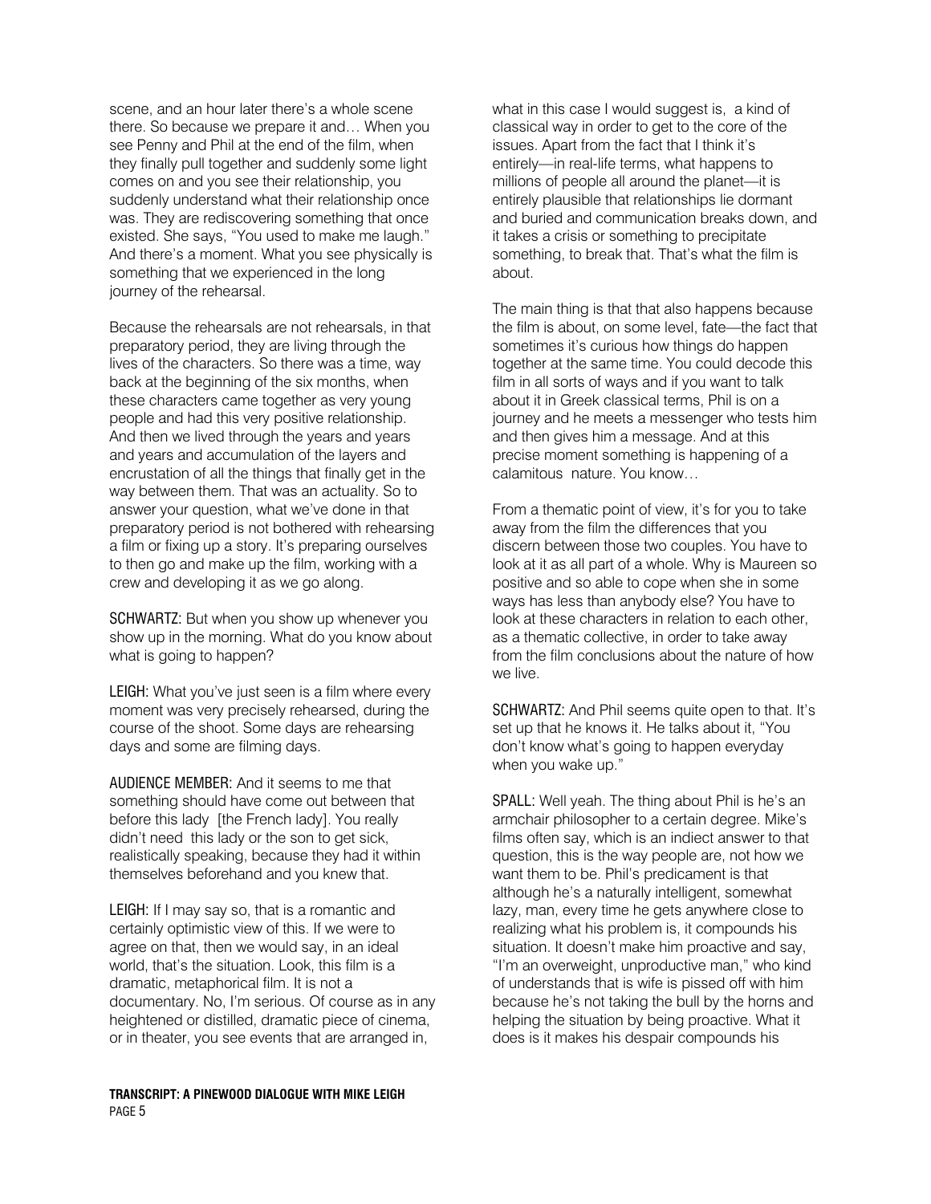scene, and an hour later there's a whole scene there. So because we prepare it and… When you see Penny and Phil at the end of the film, when they finally pull together and suddenly some light comes on and you see their relationship, you suddenly understand what their relationship once was. They are rediscovering something that once existed. She says, "You used to make me laugh." And there's a moment. What you see physically is something that we experienced in the long journey of the rehearsal.

Because the rehearsals are not rehearsals, in that preparatory period, they are living through the lives of the characters. So there was a time, way back at the beginning of the six months, when these characters came together as very young people and had this very positive relationship. And then we lived through the years and years and years and accumulation of the layers and encrustation of all the things that finally get in the way between them. That was an actuality. So to answer your question, what we've done in that preparatory period is not bothered with rehearsing a film or fixing up a story. It's preparing ourselves to then go and make up the film, working with a crew and developing it as we go along.

SCHWARTZ: But when you show up whenever you show up in the morning. What do you know about what is going to happen?

LEIGH: What you've just seen is a film where every moment was very precisely rehearsed, during the course of the shoot. Some days are rehearsing days and some are filming days.

AUDIENCE MEMBER: And it seems to me that something should have come out between that before this lady [the French lady]. You really didn't need this lady or the son to get sick, realistically speaking, because they had it within themselves beforehand and you knew that.

LEIGH: If I may say so, that is a romantic and certainly optimistic view of this. If we were to agree on that, then we would say, in an ideal world, that's the situation. Look, this film is a dramatic, metaphorical film. It is not a documentary. No, I'm serious. Of course as in any heightened or distilled, dramatic piece of cinema, or in theater, you see events that are arranged in, what in this case I would suggest is, a kind of classical way in order to get to the core of the issues. Apart from the fact that I think it's entirely—in real-life terms, what happens to millions of people all around the planet—it is entirely plausible that relationships lie dormant and buried and communication breaks down, and it takes a crisis or something to precipitate something, to break that. That's what the film is about.

The main thing is that that also happens because the film is about, on some level, fate—the fact that sometimes it's curious how things do happen together at the same time. You could decode this film in all sorts of ways and if you want to talk about it in Greek classical terms, Phil is on a journey and he meets a messenger who tests him and then gives him a message. And at this precise moment something is happening of a calamitous nature. You know…

From a thematic point of view, it's for you to take away from the film the differences that you discern between those two couples. You have to look at it as all part of a whole. Why is Maureen so positive and so able to cope when she in some ways has less than anybody else? You have to look at these characters in relation to each other, as a thematic collective, in order to take away from the film conclusions about the nature of how we live.

SCHWARTZ: And Phil seems quite open to that. It's set up that he knows it. He talks about it, "You don't know what's going to happen everyday when you wake up."

SPALL: Well yeah. The thing about Phil is he's an armchair philosopher to a certain degree. Mike's films often say, which is an indiect answer to that question, this is the way people are, not how we want them to be. Phil's predicament is that although he's a naturally intelligent, somewhat lazy, man, every time he gets anywhere close to realizing what his problem is, it compounds his situation. It doesn't make him proactive and say, "I'm an overweight, unproductive man," who kind of understands that is wife is pissed off with him because he's not taking the bull by the horns and helping the situation by being proactive. What it does is it makes his despair compounds his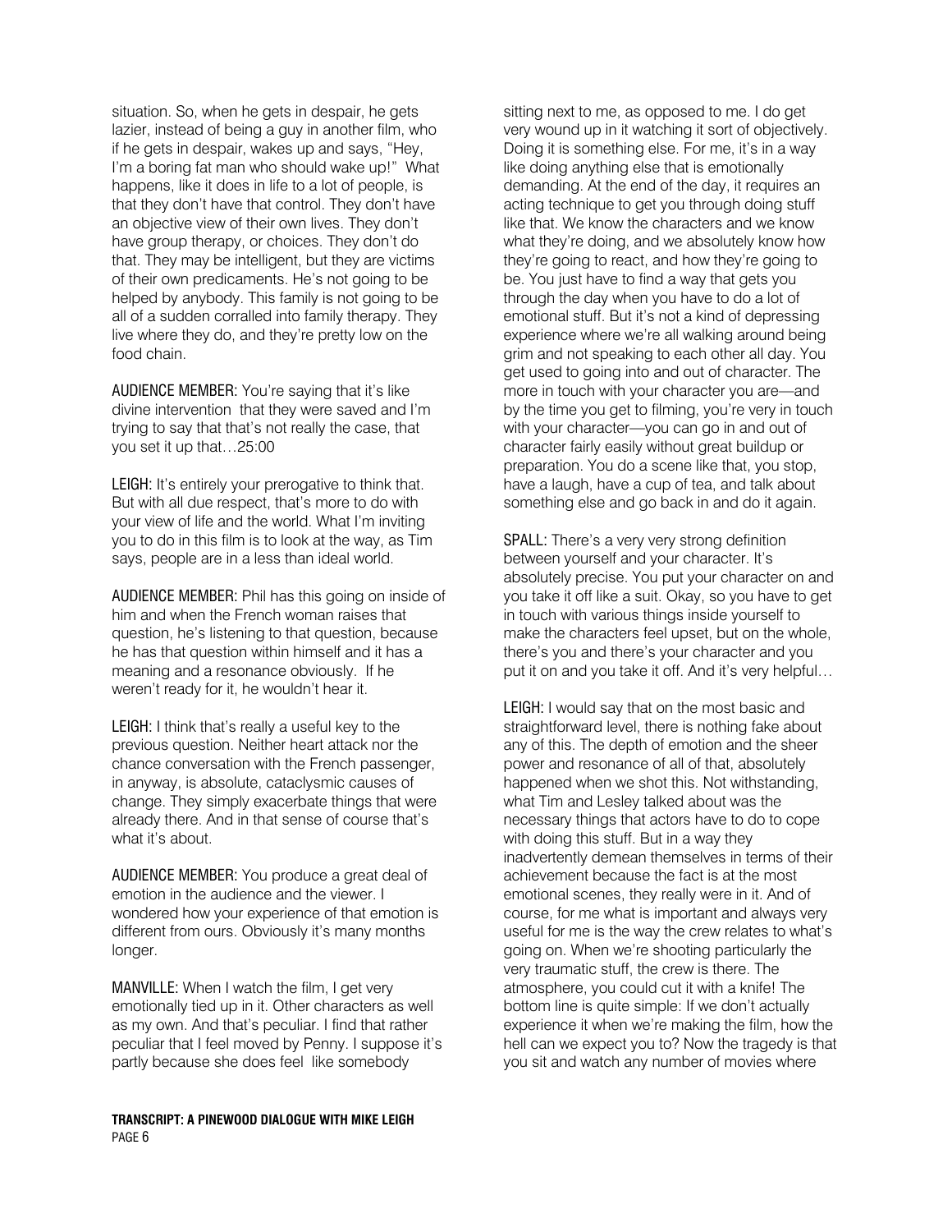situation. So, when he gets in despair, he gets lazier, instead of being a guy in another film, who if he gets in despair, wakes up and says, "Hey, I'm a boring fat man who should wake up!" What happens, like it does in life to a lot of people, is that they don't have that control. They don't have an objective view of their own lives. They don't have group therapy, or choices. They don't do that. They may be intelligent, but they are victims of their own predicaments. He's not going to be helped by anybody. This family is not going to be all of a sudden corralled into family therapy. They live where they do, and they're pretty low on the food chain.

AUDIENCE MEMBER: You're saying that it's like divine intervention that they were saved and I'm trying to say that that's not really the case, that you set it up that…25:00

LEIGH: It's entirely your prerogative to think that. But with all due respect, that's more to do with your view of life and the world. What I'm inviting you to do in this film is to look at the way, as Tim says, people are in a less than ideal world.

AUDIENCE MEMBER: Phil has this going on inside of him and when the French woman raises that question, he's listening to that question, because he has that question within himself and it has a meaning and a resonance obviously. If he weren't ready for it, he wouldn't hear it.

LEIGH: I think that's really a useful key to the previous question. Neither heart attack nor the chance conversation with the French passenger, in anyway, is absolute, cataclysmic causes of change. They simply exacerbate things that were already there. And in that sense of course that's what it's about.

AUDIENCE MEMBER: You produce a great deal of emotion in the audience and the viewer. I wondered how your experience of that emotion is different from ours. Obviously it's many months longer.

MANVILLE: When I watch the film, I get very emotionally tied up in it. Other characters as well as my own. And that's peculiar. I find that rather peculiar that I feel moved by Penny. I suppose it's partly because she does feel like somebody sitting next to me, as opposed to me. I do get very wound up in it watching it sort of objectively. Doing it is something else. For me, it's in a way like doing anything else that is emotionally demanding. At the end of the day, it requires an acting technique to get you through doing stuff like that. We know the characters and we know what they're doing, and we absolutely know how they're going to react, and how they're going to be. You just have to find a way that gets you through the day when you have to do a lot of emotional stuff. But it's not a kind of depressing experience where we're all walking around being grim and not speaking to each other all day. You get used to going into and out of character. The more in touch with your character you are—and by the time you get to filming, you're very in touch with your character—you can go in and out of character fairly easily without great buildup or preparation. You do a scene like that, you stop, have a laugh, have a cup of tea, and talk about something else and go back in and do it again.

SPALL: There's a very very strong definition between yourself and your character. It's absolutely precise. You put your character on and you take it off like a suit. Okay, so you have to get in touch with various things inside yourself to make the characters feel upset, but on the whole, there's you and there's your character and you put it on and you take it off. And it's very helpful…

LEIGH: I would say that on the most basic and straightforward level, there is nothing fake about any of this. The depth of emotion and the sheer power and resonance of all of that, absolutely happened when we shot this. Not withstanding, what Tim and Lesley talked about was the necessary things that actors have to do to cope with doing this stuff. But in a way they inadvertently demean themselves in terms of their achievement because the fact is at the most emotional scenes, they really were in it. And of course, for me what is important and always very useful for me is the way the crew relates to what's going on. When we're shooting particularly the very traumatic stuff, the crew is there. The atmosphere, you could cut it with a knife! The bottom line is quite simple: If we don't actually experience it when we're making the film, how the hell can we expect you to? Now the tragedy is that you sit and watch any number of movies where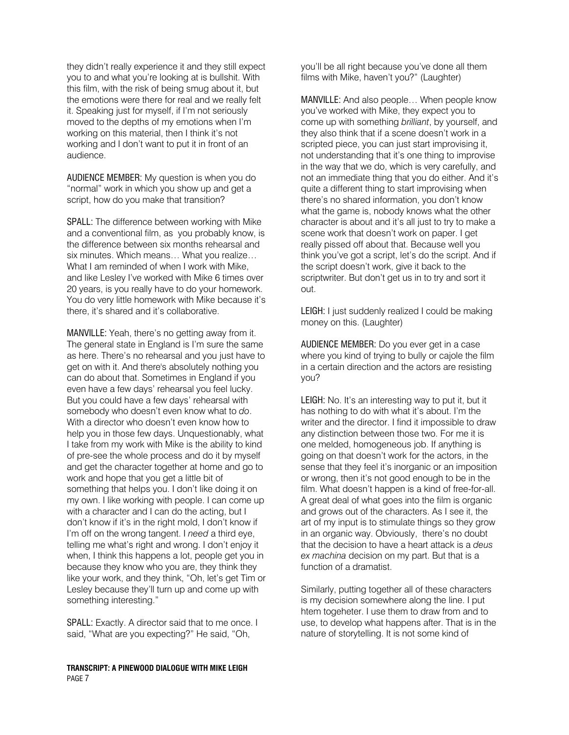they didn't really experience it and they still expect you to and what you're looking at is bullshit. With this film, with the risk of being smug about it, but the emotions were there for real and we really felt it. Speaking just for myself, if I'm not seriously moved to the depths of my emotions when I'm working on this material, then I think it's not working and I don't want to put it in front of an audience.

AUDIENCE MEMBER: My question is when you do "normal" work in which you show up and get a script, how do you make that transition?

SPALL: The difference between working with Mike and a conventional film, as you probably know, is the difference between six months rehearsal and six minutes. Which means… What you realize… What I am reminded of when I work with Mike, and like Lesley I've worked with Mike 6 times over 20 years, is you really have to do your homework. You do very little homework with Mike because it's there, it's shared and it's collaborative.

MANVILLE: Yeah, there's no getting away from it. The general state in England is I'm sure the same as here. There's no rehearsal and you just have to get on with it. And there's absolutely nothing you can do about that. Sometimes in England if you even have a few days' rehearsal you feel lucky. But you could have a few days' rehearsal with somebody who doesn't even know what to *do*. With a director who doesn't even know how to help you in those few days. Unquestionably, what I take from my work with Mike is the ability to kind of pre-see the whole process and do it by myself and get the character together at home and go to work and hope that you get a little bit of something that helps you. I don't like doing it on my own. I like working with people. I can come up with a character and I can do the acting, but I don't know if it's in the right mold, I don't know if I'm off on the wrong tangent. I *need* a third eye, telling me what's right and wrong. I don't enjoy it when, I think this happens a lot, people get you in because they know who you are, they think they like your work, and they think, "Oh, let's get Tim or Lesley because they'll turn up and come up with something interesting."

SPALL: Exactly. A director said that to me once. I said, "What are you expecting?" He said, "Oh, you'll be all right because you've done all them films with Mike, haven't you?" (Laughter)

MANVILLE: And also people… When people know you've worked with Mike, they expect you to come up with something *brilliant*, by yourself, and they also think that if a scene doesn't work in a scripted piece, you can just start improvising it, not understanding that it's one thing to improvise in the way that we do, which is very carefully, and not an immediate thing that you do either. And it's quite a different thing to start improvising when there's no shared information, you don't know what the game is, nobody knows what the other character is about and it's all just to try to make a scene work that doesn't work on paper. I get really pissed off about that. Because well you think you've got a script, let's do the script. And if the script doesn't work, give it back to the scriptwriter. But don't get us in to try and sort it out.

LEIGH: I just suddenly realized I could be making money on this. (Laughter)

AUDIENCE MEMBER: Do you ever get in a case where you kind of trying to bully or cajole the film in a certain direction and the actors are resisting you?

LEIGH: No. It's an interesting way to put it, but it has nothing to do with what it's about. I'm the writer and the director. I find it impossible to draw any distinction between those two. For me it is one melded, homogeneous job. If anything is going on that doesn't work for the actors, in the sense that they feel it's inorganic or an imposition or wrong, then it's not good enough to be in the film. What doesn't happen is a kind of free-for-all. A great deal of what goes into the film is organic and grows out of the characters. As I see it, the art of my input is to stimulate things so they grow in an organic way. Obviously, there's no doubt that the decision to have a heart attack is a *deus ex machina* decision on my part. But that is a function of a dramatist.

Similarly, putting together all of these characters is my decision somewhere along the line. I put htem togeheter. I use them to draw from and to use, to develop what happens after. That is in the nature of storytelling. It is not some kind of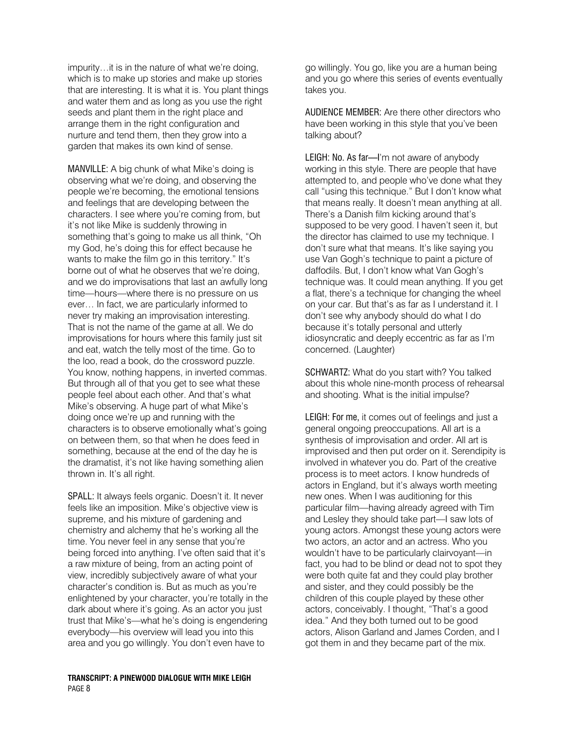impurity…it is in the nature of what we're doing, which is to make up stories and make up stories that are interesting. It is what it is. You plant things and water them and as long as you use the right seeds and plant them in the right place and arrange them in the right configuration and nurture and tend them, then they grow into a garden that makes its own kind of sense.

MANVILLE: A big chunk of what Mike's doing is observing what we're doing, and observing the people we're becoming, the emotional tensions and feelings that are developing between the characters. I see where you're coming from, but it's not like Mike is suddenly throwing in something that's going to make us all think, "Oh my God, he's doing this for effect because he wants to make the film go in this territory." It's borne out of what he observes that we're doing, and we do improvisations that last an awfully long time—hours—where there is no pressure on us ever… In fact, we are particularly informed to never try making an improvisation interesting. That is not the name of the game at all. We do improvisations for hours where this family just sit and eat, watch the telly most of the time. Go to the loo, read a book, do the crossword puzzle. You know, nothing happens, in inverted commas. But through all of that you get to see what these people feel about each other. And that's what Mike's observing. A huge part of what Mike's doing once we're up and running with the characters is to observe emotionally what's going on between them, so that when he does feed in something, because at the end of the day he is the dramatist, it's not like having something alien thrown in. It's all right.

SPALL: It always feels organic. Doesn't it. It never feels like an imposition. Mike's objective view is supreme, and his mixture of gardening and chemistry and alchemy that he's working all the time. You never feel in any sense that you're being forced into anything. I've often said that it's a raw mixture of being, from an acting point of view, incredibly subjectively aware of what your character's condition is. But as much as you're enlightened by your character, you're totally in the dark about where it's going. As an actor you just trust that Mike's—what he's doing is engendering everybody—his overview will lead you into this area and you go willingly. You don't even have to go willingly. You go, like you are a human being and you go where this series of events eventually takes you.

AUDIENCE MEMBER: Are there other directors who have been working in this style that you've been talking about?

LEIGH: No. As far—I'm not aware of anybody working in this style. There are people that have attempted to, and people who've done what they call "using this technique." But I don't know what that means really. It doesn't mean anything at all. There's a Danish film kicking around that's supposed to be very good. I haven't seen it, but the director has claimed to use my technique. I don't sure what that means. It's like saying you use Van Gogh's technique to paint a picture of daffodils. But, I don't know what Van Gogh's technique was. It could mean anything. If you get a flat, there's a technique for changing the wheel on your car. But that's as far as I understand it. I don't see why anybody should do what I do because it's totally personal and utterly idiosyncratic and deeply eccentric as far as I'm concerned. (Laughter)

SCHWARTZ: What do you start with? You talked about this whole nine-month process of rehearsal and shooting. What is the initial impulse?

LEIGH: For me, it comes out of feelings and just a general ongoing preoccupations. All art is a synthesis of improvisation and order. All art is improvised and then put order on it. Serendipity is involved in whatever you do. Part of the creative process is to meet actors. I know hundreds of actors in England, but it's always worth meeting new ones. When I was auditioning for this particular film—having already agreed with Tim and Lesley they should take part—I saw lots of young actors. Amongst these young actors were two actors, an actor and an actress. Who you wouldn't have to be particularly clairvoyant—in fact, you had to be blind or dead not to spot they were both quite fat and they could play brother and sister, and they could possibly be the children of this couple played by these other actors, conceivably. I thought, "That's a good idea." And they both turned out to be good actors, Alison Garland and James Corden, and I got them in and they became part of the mix.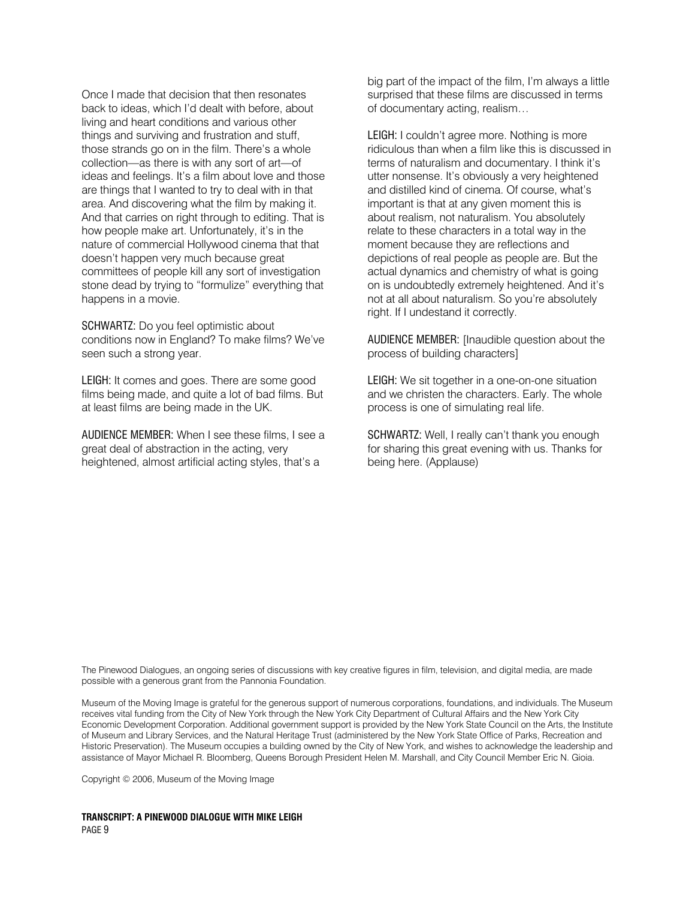Once I made that decision that then resonates back to ideas, which I'd dealt with before, about living and heart conditions and various other things and surviving and frustration and stuff, those strands go on in the film. There's a whole collection—as there is with any sort of art—of ideas and feelings. It's a film about love and those are things that I wanted to try to deal with in that area. And discovering what the film by making it. And that carries on right through to editing. That is how people make art. Unfortunately, it's in the nature of commercial Hollywood cinema that that doesn't happen very much because great committees of people kill any sort of investigation stone dead by trying to "formulize" everything that happens in a movie.

SCHWARTZ: Do you feel optimistic about conditions now in England? To make films? We've seen such a strong year.

LEIGH: It comes and goes. There are some good films being made, and quite a lot of bad films. But at least films are being made in the UK.

AUDIENCE MEMBER: When I see these films, I see a great deal of abstraction in the acting, very heightened, almost artificial acting styles, that's a big part of the impact of the film, I'm always a little surprised that these films are discussed in terms of documentary acting, realism…

LEIGH: I couldn't agree more. Nothing is more ridiculous than when a film like this is discussed in terms of naturalism and documentary. I think it's utter nonsense. It's obviously a very heightened and distilled kind of cinema. Of course, what's important is that at any given moment this is about realism, not naturalism. You absolutely relate to these characters in a total way in the moment because they are reflections and depictions of real people as people are. But the actual dynamics and chemistry of what is going on is undoubtedly extremely heightened. And it's not at all about naturalism. So you're absolutely right. If I undestand it correctly.

AUDIENCE MEMBER: [Inaudible question about the process of building characters]

LEIGH: We sit together in a one-on-one situation and we christen the characters. Early. The whole process is one of simulating real life.

SCHWARTZ: Well, I really can't thank you enough for sharing this great evening with us. Thanks for being here. (Applause)

The Pinewood Dialogues, an ongoing series of discussions with key creative figures in film, television, and digital media, are made possible with a generous grant from the Pannonia Foundation.

Museum of the Moving Image is grateful for the generous support of numerous corporations, foundations, and individuals. The Museum receives vital funding from the City of New York through the New York City Department of Cultural Affairs and the New York City Economic Development Corporation. Additional government support is provided by the New York State Council on the Arts, the Institute of Museum and Library Services, and the Natural Heritage Trust (administered by the New York State Office of Parks, Recreation and Historic Preservation). The Museum occupies a building owned by the City of New York, and wishes to acknowledge the leadership and assistance of Mayor Michael R. Bloomberg, Queens Borough President Helen M. Marshall, and City Council Member Eric N. Gioia.

Copyright © 2006, Museum of the Moving Image